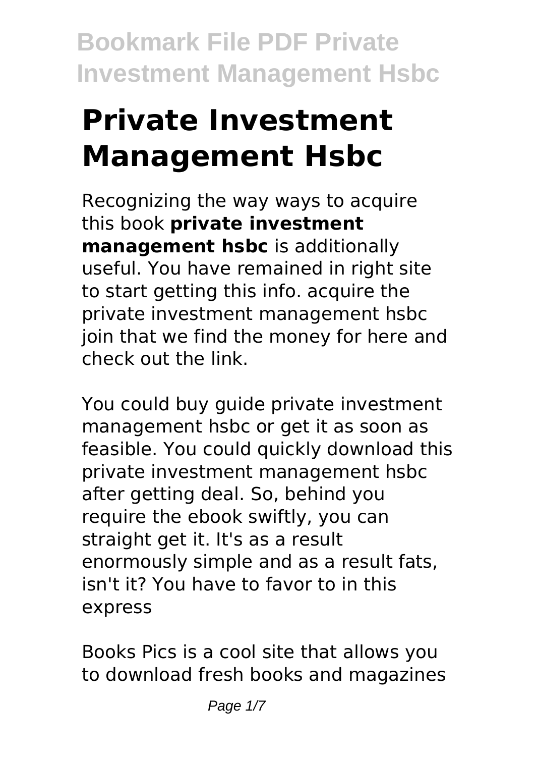# Private Investment Management Hsbc

Recognizing the way ways to acquire this book **private investment management hsbc** is additionally useful. You have remained in right site to start getting this info. acquire the private investment management hsbc join that we find the money for here and check out the link.

You could buy guide private investment management hsbc or get it as soon as feasible. You could quickly download this private investment management hsbc after getting deal. So, behind you require the ebook swiftly, you can straight get it. It's as a result enormously simple and as a result fats, isn't it? You have to favor to in this express

Books Pics is a cool site that allows you to download fresh books and magazines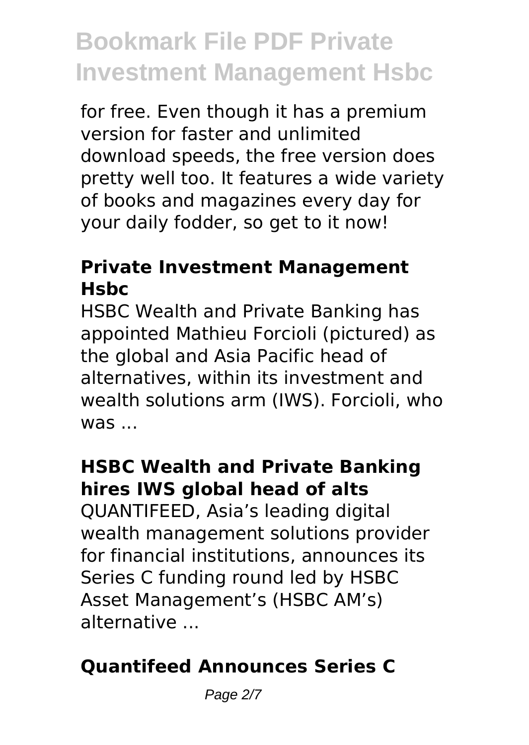for free. Even though it has a premium version for faster and unlimited download speeds, the free version does pretty well too. It features a wide variety of books and magazines every day for your daily fodder, so get to it now!

### **Private Investment Management Hsbc**

HSBC Wealth and Private Banking has appointed Mathieu Forcioli (pictured) as the global and Asia Pacific head of alternatives, within its investment and wealth solutions arm (IWS). Forcioli, who was ...

### **HSBC Wealth and Private Banking hires IWS global head of alts**

QUANTIFEED, Asia's leading digital wealth management solutions provider for financial institutions, announces its Series C funding round led by HSBC Asset Management's (HSBC AM's) alternative ...

### **Quantifeed Announces Series C**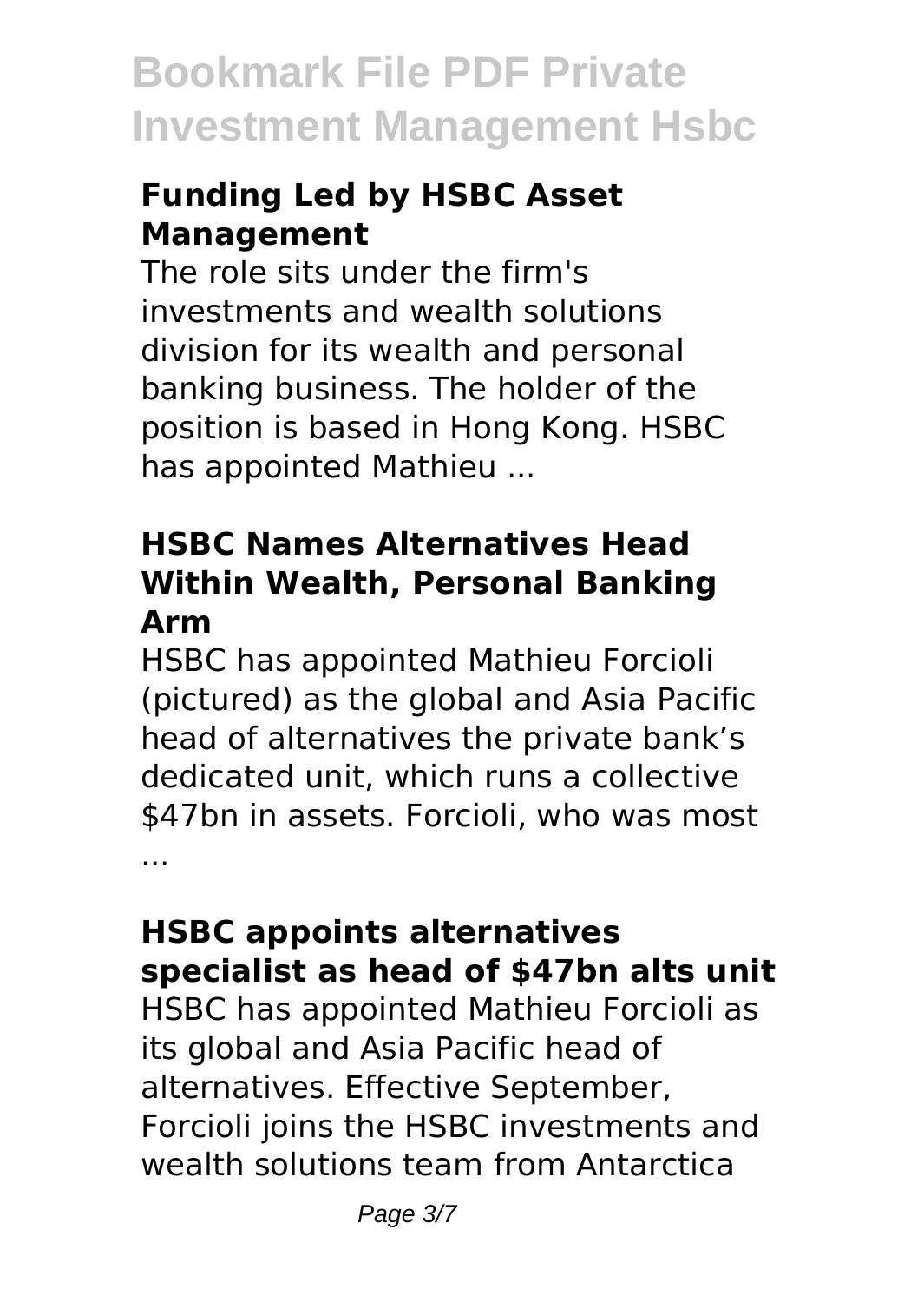### Funding Led by HSBC Asset Management

The role sits under the firm's investments and wealth solutions division for its wealth and personal banking business. The holder of the position is based in Hong Kong. HSBC has appointed Mathieu ...

### HSBC Names Alternatives Head Within Wealth, Personal Banking Arm

HSBC has appointed Mathieu Forcioli (pictured) as the global and Asia Pacific head of alternatives the private bank's dedicated unit, which runs a collective $47bn in assets. Forcioli, who was most ...

### HSBC appoints alternatives specialist as head of $47bn alts unit

HSBC has appointed Mathieu Forcioli as its global and Asia Pacific head of alternatives. Effective September, Forcioli joins the HSBC investments and wealth solutions team from Antarctica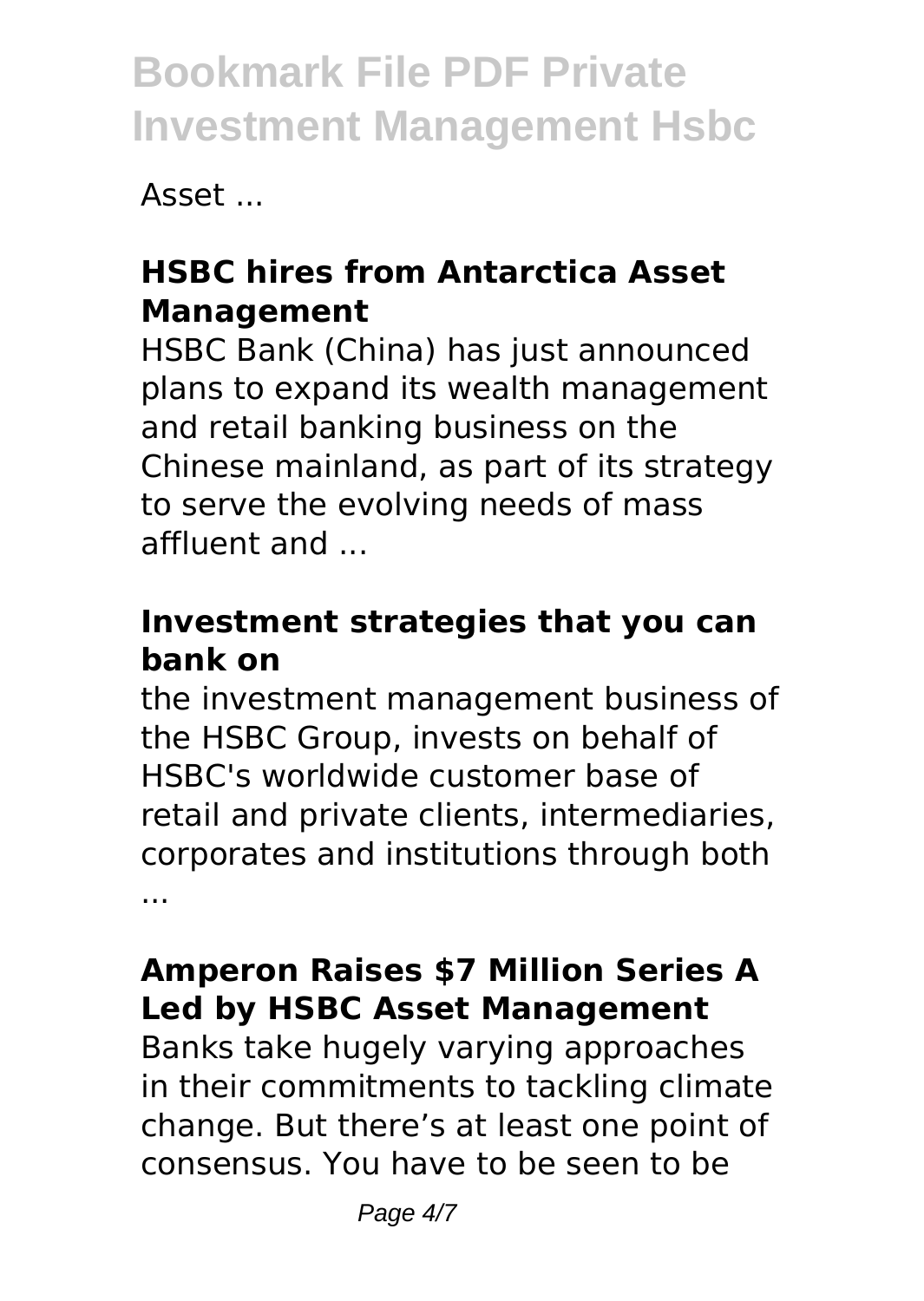Asset ...

### HSBC hires from Antarctica Asset Management

HSBC Bank (China) has just announced plans to expand its wealth management and retail banking business on the Chinese mainland, as part of its strategy to serve the evolving needs of mass affluent and ...

### Investment strategies that you can bank on

the investment management business of the HSBC Group, invests on behalf of HSBC's worldwide customer base of retail and private clients, intermediaries, corporates and institutions through both ...

### Amperon Raises $7 Million Series A Led by HSBC Asset Management

Banks take hugely varying approaches in their commitments to tackling climate change. But there's at least one point of consensus. You have to be seen to be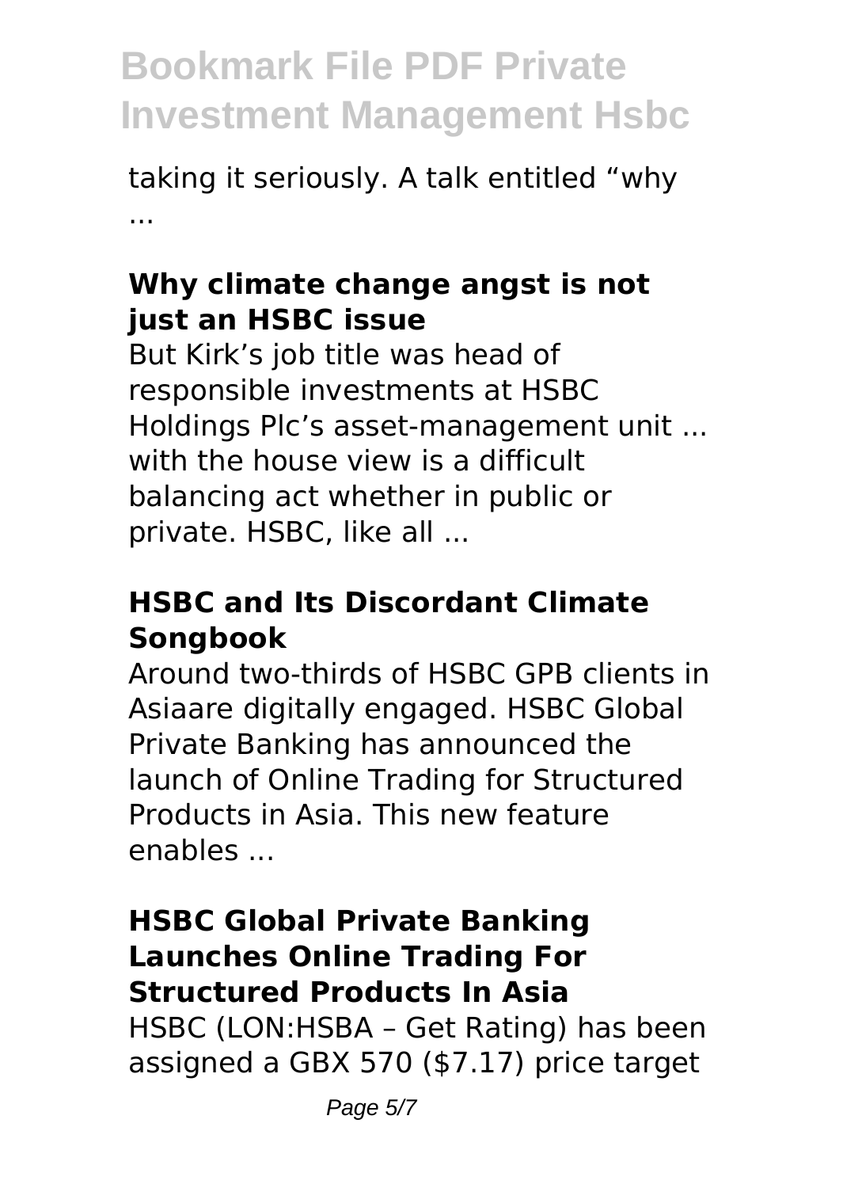taking it seriously. A talk entitled "why ...

### Why climate change angst is not just an HSBC issue

But Kirk's job title was head of responsible investments at HSBC Holdings Plc's asset-management unit ... with the house view is a difficult balancing act whether in public or private. HSBC, like all ...

### HSBC and Its Discordant Climate Songbook

Around two-thirds of HSBC GPB clients in Asiaare digitally engaged. HSBC Global Private Banking has announced the launch of Online Trading for Structured Products in Asia. This new feature enables ...

### HSBC Global Private Banking Launches Online Trading For Structured Products In Asia

HSBC (LON:HSBA – Get Rating) has been assigned a GBX 570 ($7.17) price target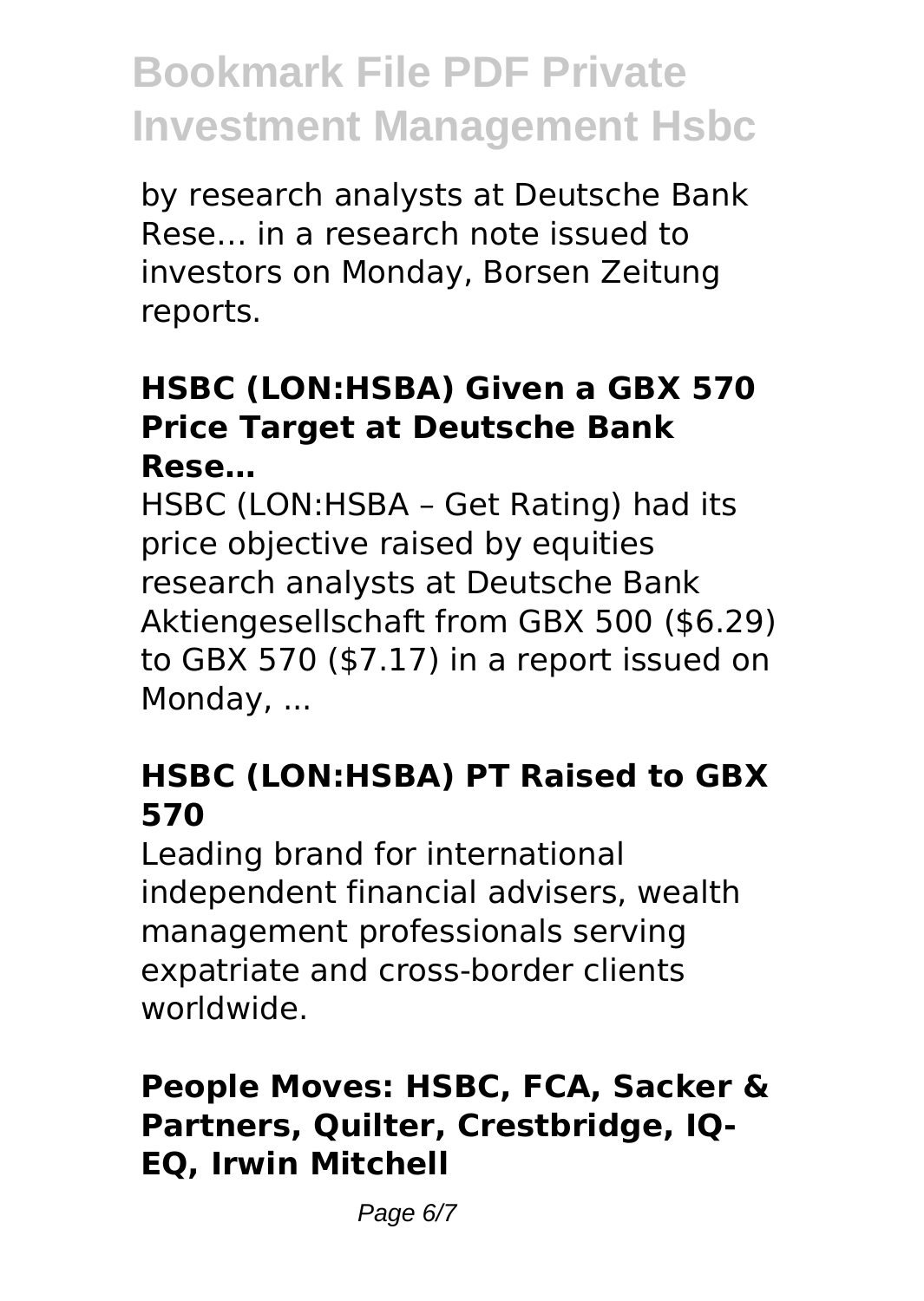by research analysts at Deutsche Bank Rese… in a research note issued to investors on Monday, Borsen Zeitung reports.

### HSBC (LON:HSBA) Given a GBX 570 Price Target at Deutsche Bank Rese…

HSBC (LON:HSBA – Get Rating) had its price objective raised by equities research analysts at Deutsche Bank Aktiengesellschaft from GBX 500 ($6.29) to GBX 570 ($7.17) in a report issued on Monday, ...

### HSBC (LON:HSBA) PT Raised to GBX 570

Leading brand for international independent financial advisers, wealth management professionals serving expatriate and cross-border clients worldwide.

### People Moves: HSBC, FCA, Sacker & Partners, Quilter, Crestbridge, IQ-EQ, Irwin Mitchell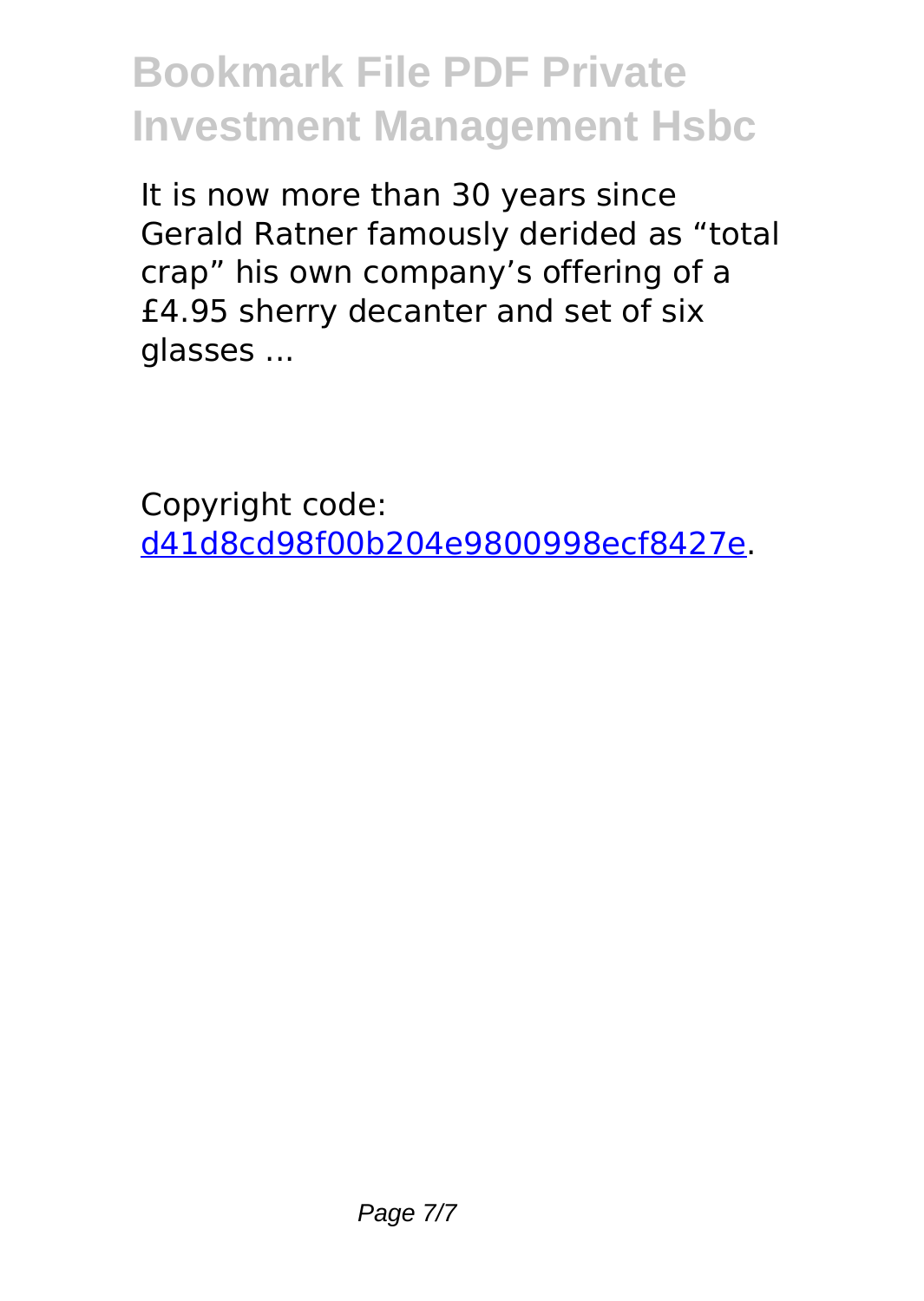It is now more than 30 years since Gerald Ratner famously derided as “total crap” his own company’s offering of a £4.95 sherry decanter and set of six glasses ...

Copyright code: [d41d8cd98f00b204e9800998ecf8427e](d41d8cd98f00b204e9800998ecf8427e).